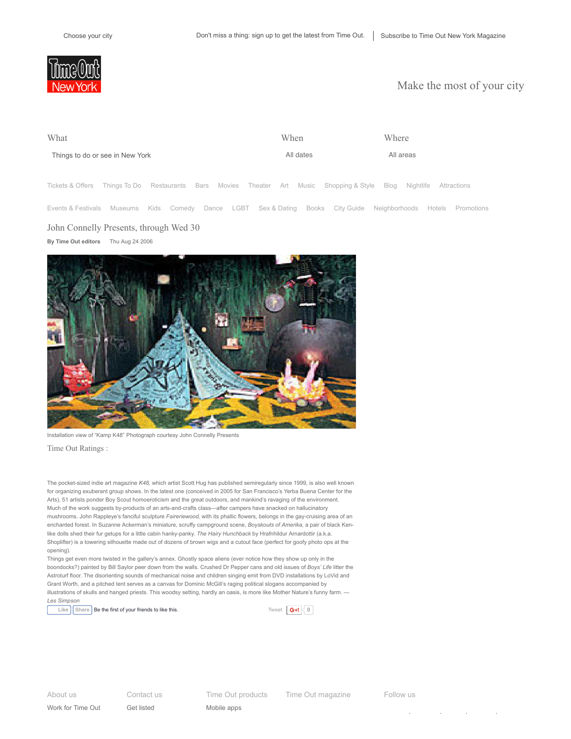Choose your city

Don't miss a thing: sign up to get the latest from Time Out. | Subscribe to Time Out New York Magazine

Time Out New York

Make the most of your city

What

Things to do or see in New York

When

All dates

Where

All areas

Tickets & Offers Things To Do Restaurants Bars Movies Theater Art Music Shopping & Style Blog Nightlife Attractions

Events & Festivals Museums Kids Comedy Dance LGBT Sex & Dating Books City Guide Neighborhoods Hotels Promotions

# John Connelly Presents, through Wed 30

**By Time Out editors** Thu Aug 24 2006

Installation view of “Kamp K48” Photograph courtesy John Connelly Presents

Time Out Ratings :

The pocket-sized indie art magazine *K48,* which artist Scott Hug has published semiregularly since 1999, is also well known for organizing exuberant group shows. In the latest one (conceived in 2005 for San Francisco's Yerba Buena Center for the Arts), 51 artists ponder Boy Scout homoeroticism and the great outdoors, and mankind's ravaging of the environment. Much of the work suggests by-products of an arts-and-crafts class—after campers have snacked on hallucinatory mushrooms. John Rappleye's fanciful sculpture *Faireriewood,* with its phallic flowers, belongs in the gay-cruising area of an enchanted forest. In Suzanne Ackerman's miniature, scruffy campground scene, *Boyskouts of Amerika,* a pair of black Ken-like dolls shed their fur getups for a little cabin hanky-panky. *The Hairy Hunchback* by Hrafnhildur Arnardottir (a.k.a. Shoplifter) is a towering silhouette made out of dozens of brown wigs and a cutout face (perfect for goofy photo ops at the opening).

Things get even more twisted in the gallery's annex. Ghostly space aliens (ever notice how they show up only in the boondocks?) painted by Bill Saylor peer down from the walls. Crushed Dr Pepper cans and old issues of *Boys' Life* litter the Astroturf floor. The disorienting sounds of mechanical noise and children singing emit from DVD installations by LoVid and Grant Worth, and a pitched tent serves as a canvas for Dominic McGill's raging political slogans accompanied by illustrations of skulls and hanged priests. This woodsy setting, hardly an oasis, is more like Mother Nature's funny farm. —*Les Simpson*

Like Share Be the first of your friends to like this. Tweet G+1 0

About us Contact us Time Out products Time Out magazine Follow us

Work for Time Out Get listed Mobile apps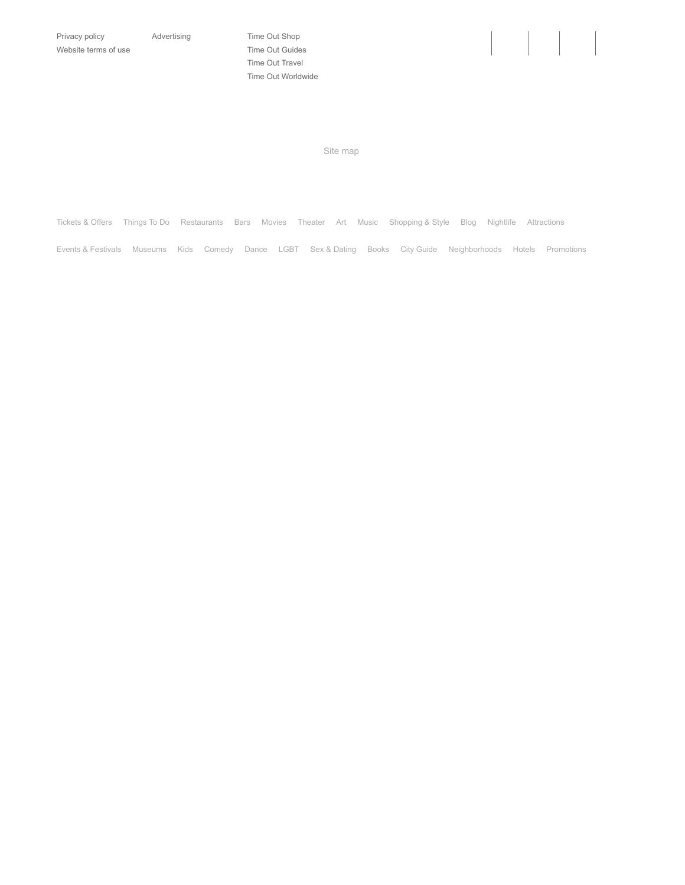Privacy policy
Website terms of use

Advertising

Time Out Shop
Time Out Guides
Time Out Travel
Time Out Worldwide

Site map

Tickets & Offers Things To Do Restaurants Bars Movies Theater Art Music Shopping & Style Blog Nightlife Attractions

Events & Festivals Museums Kids Comedy Dance LGBT Sex & Dating Books City Guide Neighborhoods Hotels Promotions